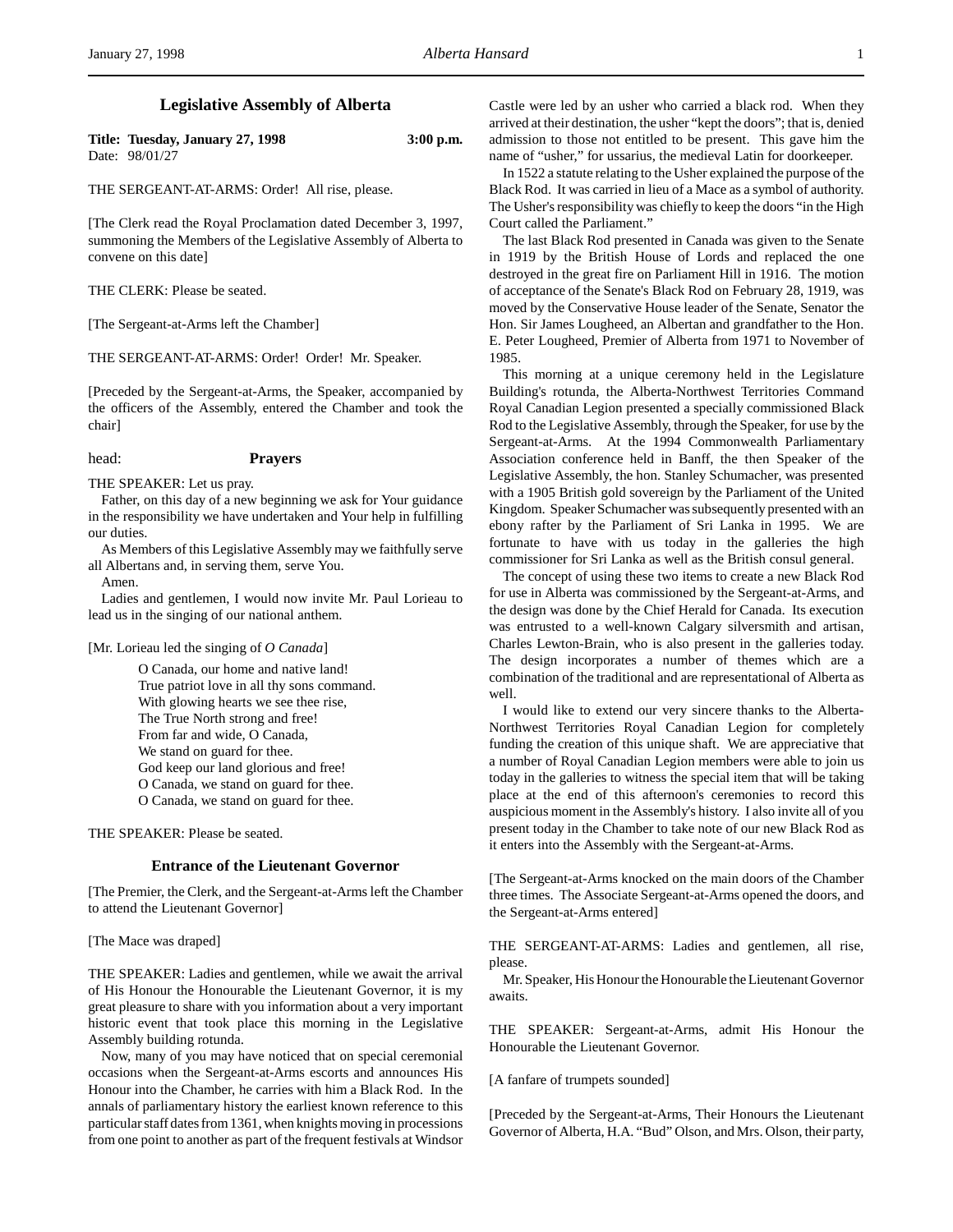# Legislative Assembly of Alberta

**Title: Tuesday, January 27, 1998** **3:00 p.m.**
Date: 98/01/27

THE SERGEANT-AT-ARMS: Order! All rise, please.

[The Clerk read the Royal Proclamation dated December 3, 1997, summoning the Members of the Legislative Assembly of Alberta to convene on this date]

THE CLERK: Please be seated.

[The Sergeant-at-Arms left the Chamber]

THE SERGEANT-AT-ARMS: Order! Order! Mr. Speaker.

[Preceded by the Sergeant-at-Arms, the Speaker, accompanied by the officers of the Assembly, entered the Chamber and took the chair]

head: **Prayers**

THE SPEAKER: Let us pray.

Father, on this day of a new beginning we ask for Your guidance in the responsibility we have undertaken and Your help in fulfilling our duties.

As Members of this Legislative Assembly may we faithfully serve all Albertans and, in serving them, serve You.

Amen.

Ladies and gentlemen, I would now invite Mr. Paul Lorieau to lead us in the singing of our national anthem.

[Mr. Lorieau led the singing of *O Canada*]

O Canada, our home and native land!
True patriot love in all thy sons command.
With glowing hearts we see thee rise,
The True North strong and free!
From far and wide, O Canada,
We stand on guard for thee.
God keep our land glorious and free!
O Canada, we stand on guard for thee.
O Canada, we stand on guard for thee.

THE SPEAKER: Please be seated.

## Entrance of the Lieutenant Governor

[The Premier, the Clerk, and the Sergeant-at-Arms left the Chamber to attend the Lieutenant Governor]

[The Mace was draped]

THE SPEAKER: Ladies and gentlemen, while we await the arrival of His Honour the Honourable the Lieutenant Governor, it is my great pleasure to share with you information about a very important historic event that took place this morning in the Legislative Assembly building rotunda.

Now, many of you may have noticed that on special ceremonial occasions when the Sergeant-at-Arms escorts and announces His Honour into the Chamber, he carries with him a Black Rod. In the annals of parliamentary history the earliest known reference to this particular staff dates from 1361, when knights moving in processions from one point to another as part of the frequent festivals at Windsor Castle were led by an usher who carried a black rod. When they arrived at their destination, the usher "kept the doors"; that is, denied admission to those not entitled to be present. This gave him the name of "usher," for ussarius, the medieval Latin for doorkeeper.

In 1522 a statute relating to the Usher explained the purpose of the Black Rod. It was carried in lieu of a Mace as a symbol of authority. The Usher's responsibility was chiefly to keep the doors "in the High Court called the Parliament."

The last Black Rod presented in Canada was given to the Senate in 1919 by the British House of Lords and replaced the one destroyed in the great fire on Parliament Hill in 1916. The motion of acceptance of the Senate's Black Rod on February 28, 1919, was moved by the Conservative House leader of the Senate, Senator the Hon. Sir James Lougheed, an Albertan and grandfather to the Hon. E. Peter Lougheed, Premier of Alberta from 1971 to November of 1985.

This morning at a unique ceremony held in the Legislature Building's rotunda, the Alberta-Northwest Territories Command Royal Canadian Legion presented a specially commissioned Black Rod to the Legislative Assembly, through the Speaker, for use by the Sergeant-at-Arms. At the 1994 Commonwealth Parliamentary Association conference held in Banff, the then Speaker of the Legislative Assembly, the hon. Stanley Schumacher, was presented with a 1905 British gold sovereign by the Parliament of the United Kingdom. Speaker Schumacher was subsequently presented with an ebony rafter by the Parliament of Sri Lanka in 1995. We are fortunate to have with us today in the galleries the high commissioner for Sri Lanka as well as the British consul general.

The concept of using these two items to create a new Black Rod for use in Alberta was commissioned by the Sergeant-at-Arms, and the design was done by the Chief Herald for Canada. Its execution was entrusted to a well-known Calgary silversmith and artisan, Charles Lewton-Brain, who is also present in the galleries today. The design incorporates a number of themes which are a combination of the traditional and are representational of Alberta as well.

I would like to extend our very sincere thanks to the Alberta-Northwest Territories Royal Canadian Legion for completely funding the creation of this unique shaft. We are appreciative that a number of Royal Canadian Legion members were able to join us today in the galleries to witness the special item that will be taking place at the end of this afternoon's ceremonies to record this auspicious moment in the Assembly's history. I also invite all of you present today in the Chamber to take note of our new Black Rod as it enters into the Assembly with the Sergeant-at-Arms.

[The Sergeant-at-Arms knocked on the main doors of the Chamber three times. The Associate Sergeant-at-Arms opened the doors, and the Sergeant-at-Arms entered]

THE SERGEANT-AT-ARMS: Ladies and gentlemen, all rise, please.

Mr. Speaker, His Honour the Honourable the Lieutenant Governor awaits.

THE SPEAKER: Sergeant-at-Arms, admit His Honour the Honourable the Lieutenant Governor.

[A fanfare of trumpets sounded]

[Preceded by the Sergeant-at-Arms, Their Honours the Lieutenant Governor of Alberta, H.A. "Bud" Olson, and Mrs. Olson, their party,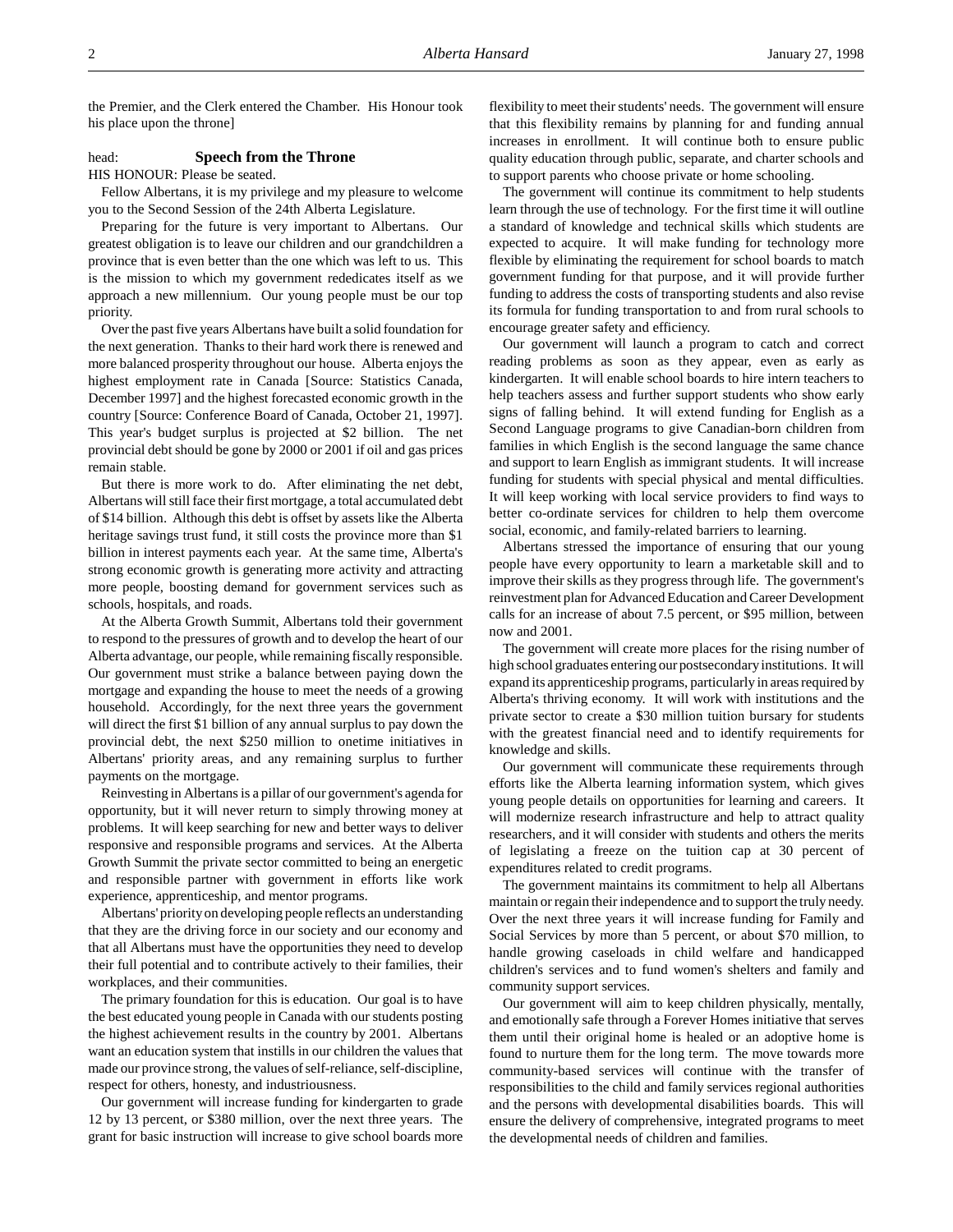the Premier, and the Clerk entered the Chamber. His Honour took his place upon the throne]

head: **Speech from the Throne**

HIS HONOUR: Please be seated.

Fellow Albertans, it is my privilege and my pleasure to welcome you to the Second Session of the 24th Alberta Legislature.

Preparing for the future is very important to Albertans. Our greatest obligation is to leave our children and our grandchildren a province that is even better than the one which was left to us. This is the mission to which my government rededicates itself as we approach a new millennium. Our young people must be our top priority.

Over the past five years Albertans have built a solid foundation for the next generation. Thanks to their hard work there is renewed and more balanced prosperity throughout our house. Alberta enjoys the highest employment rate in Canada [Source: Statistics Canada, December 1997] and the highest forecasted economic growth in the country [Source: Conference Board of Canada, October 21, 1997]. This year's budget surplus is projected at $2 billion. The net provincial debt should be gone by 2000 or 2001 if oil and gas prices remain stable.

But there is more work to do. After eliminating the net debt, Albertans will still face their first mortgage, a total accumulated debt of $14 billion. Although this debt is offset by assets like the Alberta heritage savings trust fund, it still costs the province more than $1 billion in interest payments each year. At the same time, Alberta's strong economic growth is generating more activity and attracting more people, boosting demand for government services such as schools, hospitals, and roads.

At the Alberta Growth Summit, Albertans told their government to respond to the pressures of growth and to develop the heart of our Alberta advantage, our people, while remaining fiscally responsible. Our government must strike a balance between paying down the mortgage and expanding the house to meet the needs of a growing household. Accordingly, for the next three years the government will direct the first $1 billion of any annual surplus to pay down the provincial debt, the next $250 million to onetime initiatives in Albertans' priority areas, and any remaining surplus to further payments on the mortgage.

Reinvesting in Albertans is a pillar of our government's agenda for opportunity, but it will never return to simply throwing money at problems. It will keep searching for new and better ways to deliver responsive and responsible programs and services. At the Alberta Growth Summit the private sector committed to being an energetic and responsible partner with government in efforts like work experience, apprenticeship, and mentor programs.

Albertans' priority on developing people reflects an understanding that they are the driving force in our society and our economy and that all Albertans must have the opportunities they need to develop their full potential and to contribute actively to their families, their workplaces, and their communities.

The primary foundation for this is education. Our goal is to have the best educated young people in Canada with our students posting the highest achievement results in the country by 2001. Albertans want an education system that instills in our children the values that made our province strong, the values of self-reliance, self-discipline, respect for others, honesty, and industriousness.

Our government will increase funding for kindergarten to grade 12 by 13 percent, or $380 million, over the next three years. The grant for basic instruction will increase to give school boards more flexibility to meet their students' needs. The government will ensure that this flexibility remains by planning for and funding annual increases in enrollment. It will continue both to ensure public quality education through public, separate, and charter schools and to support parents who choose private or home schooling.

The government will continue its commitment to help students learn through the use of technology. For the first time it will outline a standard of knowledge and technical skills which students are expected to acquire. It will make funding for technology more flexible by eliminating the requirement for school boards to match government funding for that purpose, and it will provide further funding to address the costs of transporting students and also revise its formula for funding transportation to and from rural schools to encourage greater safety and efficiency.

Our government will launch a program to catch and correct reading problems as soon as they appear, even as early as kindergarten. It will enable school boards to hire intern teachers to help teachers assess and further support students who show early signs of falling behind. It will extend funding for English as a Second Language programs to give Canadian-born children from families in which English is the second language the same chance and support to learn English as immigrant students. It will increase funding for students with special physical and mental difficulties. It will keep working with local service providers to find ways to better co-ordinate services for children to help them overcome social, economic, and family-related barriers to learning.

Albertans stressed the importance of ensuring that our young people have every opportunity to learn a marketable skill and to improve their skills as they progress through life. The government's reinvestment plan for Advanced Education and Career Development calls for an increase of about 7.5 percent, or $95 million, between now and 2001.

The government will create more places for the rising number of high school graduates entering our postsecondary institutions. It will expand its apprenticeship programs, particularly in areas required by Alberta's thriving economy. It will work with institutions and the private sector to create a $30 million tuition bursary for students with the greatest financial need and to identify requirements for knowledge and skills.

Our government will communicate these requirements through efforts like the Alberta learning information system, which gives young people details on opportunities for learning and careers. It will modernize research infrastructure and help to attract quality researchers, and it will consider with students and others the merits of legislating a freeze on the tuition cap at 30 percent of expenditures related to credit programs.

The government maintains its commitment to help all Albertans maintain or regain their independence and to support the truly needy. Over the next three years it will increase funding for Family and Social Services by more than 5 percent, or about $70 million, to handle growing caseloads in child welfare and handicapped children's services and to fund women's shelters and family and community support services.

Our government will aim to keep children physically, mentally, and emotionally safe through a Forever Homes initiative that serves them until their original home is healed or an adoptive home is found to nurture them for the long term. The move towards more community-based services will continue with the transfer of responsibilities to the child and family services regional authorities and the persons with developmental disabilities boards. This will ensure the delivery of comprehensive, integrated programs to meet the developmental needs of children and families.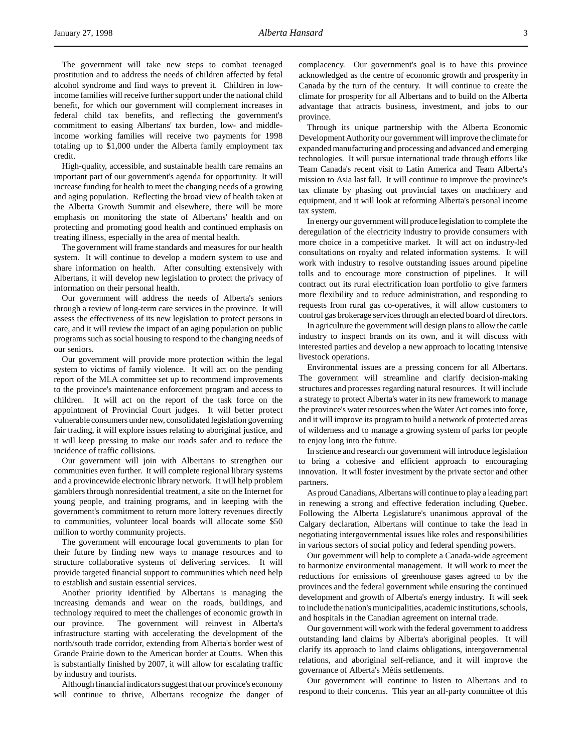The government will take new steps to combat teenaged prostitution and to address the needs of children affected by fetal alcohol syndrome and find ways to prevent it. Children in low-income families will receive further support under the national child benefit, for which our government will complement increases in federal child tax benefits, and reflecting the government's commitment to easing Albertans' tax burden, low- and middle-income working families will receive two payments for 1998 totaling up to $1,000 under the Alberta family employment tax credit.

High-quality, accessible, and sustainable health care remains an important part of our government's agenda for opportunity. It will increase funding for health to meet the changing needs of a growing and aging population. Reflecting the broad view of health taken at the Alberta Growth Summit and elsewhere, there will be more emphasis on monitoring the state of Albertans' health and on protecting and promoting good health and continued emphasis on treating illness, especially in the area of mental health.

The government will frame standards and measures for our health system. It will continue to develop a modern system to use and share information on health. After consulting extensively with Albertans, it will develop new legislation to protect the privacy of information on their personal health.

Our government will address the needs of Alberta's seniors through a review of long-term care services in the province. It will assess the effectiveness of its new legislation to protect persons in care, and it will review the impact of an aging population on public programs such as social housing to respond to the changing needs of our seniors.

Our government will provide more protection within the legal system to victims of family violence. It will act on the pending report of the MLA committee set up to recommend improvements to the province's maintenance enforcement program and access to children. It will act on the report of the task force on the appointment of Provincial Court judges. It will better protect vulnerable consumers under new, consolidated legislation governing fair trading, it will explore issues relating to aboriginal justice, and it will keep pressing to make our roads safer and to reduce the incidence of traffic collisions.

Our government will join with Albertans to strengthen our communities even further. It will complete regional library systems and a provincewide electronic library network. It will help problem gamblers through nonresidential treatment, a site on the Internet for young people, and training programs, and in keeping with the government's commitment to return more lottery revenues directly to communities, volunteer local boards will allocate some $50 million to worthy community projects.

The government will encourage local governments to plan for their future by finding new ways to manage resources and to structure collaborative systems of delivering services. It will provide targeted financial support to communities which need help to establish and sustain essential services.

Another priority identified by Albertans is managing the increasing demands and wear on the roads, buildings, and technology required to meet the challenges of economic growth in our province. The government will reinvest in Alberta's infrastructure starting with accelerating the development of the north/south trade corridor, extending from Alberta's border west of Grande Prairie down to the American border at Coutts. When this is substantially finished by 2007, it will allow for escalating traffic by industry and tourists.

Although financial indicators suggest that our province's economy will continue to thrive, Albertans recognize the danger of complacency. Our government's goal is to have this province acknowledged as the centre of economic growth and prosperity in Canada by the turn of the century. It will continue to create the climate for prosperity for all Albertans and to build on the Alberta advantage that attracts business, investment, and jobs to our province.

Through its unique partnership with the Alberta Economic Development Authority our government will improve the climate for expanded manufacturing and processing and advanced and emerging technologies. It will pursue international trade through efforts like Team Canada's recent visit to Latin America and Team Alberta's mission to Asia last fall. It will continue to improve the province's tax climate by phasing out provincial taxes on machinery and equipment, and it will look at reforming Alberta's personal income tax system.

In energy our government will produce legislation to complete the deregulation of the electricity industry to provide consumers with more choice in a competitive market. It will act on industry-led consultations on royalty and related information systems. It will work with industry to resolve outstanding issues around pipeline tolls and to encourage more construction of pipelines. It will contract out its rural electrification loan portfolio to give farmers more flexibility and to reduce administration, and responding to requests from rural gas co-operatives, it will allow customers to control gas brokerage services through an elected board of directors.

In agriculture the government will design plans to allow the cattle industry to inspect brands on its own, and it will discuss with interested parties and develop a new approach to locating intensive livestock operations.

Environmental issues are a pressing concern for all Albertans. The government will streamline and clarify decision-making structures and processes regarding natural resources. It will include a strategy to protect Alberta's water in its new framework to manage the province's water resources when the Water Act comes into force, and it will improve its program to build a network of protected areas of wilderness and to manage a growing system of parks for people to enjoy long into the future.

In science and research our government will introduce legislation to bring a cohesive and efficient approach to encouraging innovation. It will foster investment by the private sector and other partners.

As proud Canadians, Albertans will continue to play a leading part in renewing a strong and effective federation including Quebec. Following the Alberta Legislature's unanimous approval of the Calgary declaration, Albertans will continue to take the lead in negotiating intergovernmental issues like roles and responsibilities in various sectors of social policy and federal spending powers.

Our government will help to complete a Canada-wide agreement to harmonize environmental management. It will work to meet the reductions for emissions of greenhouse gases agreed to by the provinces and the federal government while ensuring the continued development and growth of Alberta's energy industry. It will seek to include the nation's municipalities, academic institutions, schools, and hospitals in the Canadian agreement on internal trade.

Our government will work with the federal government to address outstanding land claims by Alberta's aboriginal peoples. It will clarify its approach to land claims obligations, intergovernmental relations, and aboriginal self-reliance, and it will improve the governance of Alberta's Métis settlements.

Our government will continue to listen to Albertans and to respond to their concerns. This year an all-party committee of this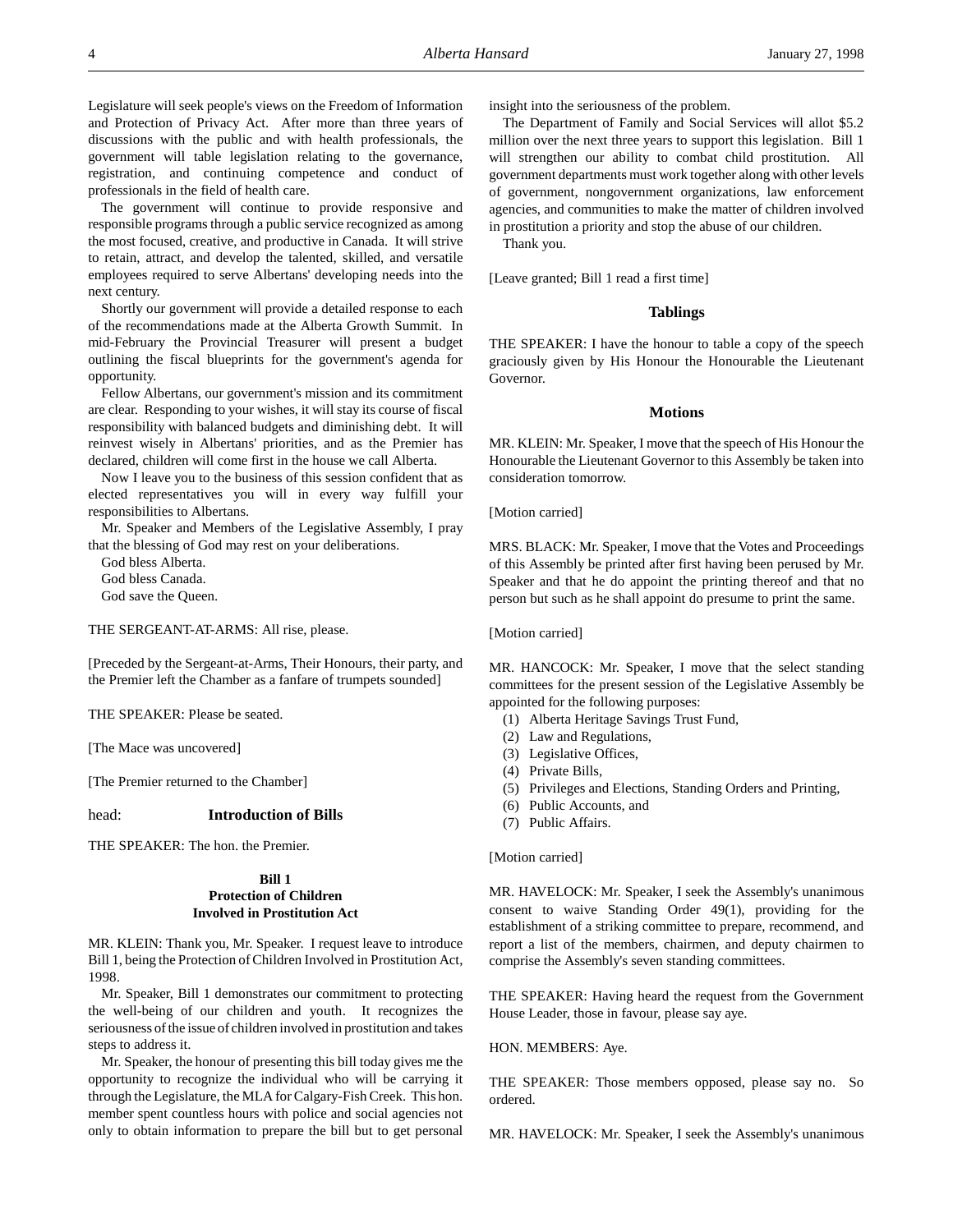Legislature will seek people's views on the Freedom of Information and Protection of Privacy Act. After more than three years of discussions with the public and with health professionals, the government will table legislation relating to the governance, registration, and continuing competence and conduct of professionals in the field of health care.

The government will continue to provide responsive and responsible programs through a public service recognized as among the most focused, creative, and productive in Canada. It will strive to retain, attract, and develop the talented, skilled, and versatile employees required to serve Albertans' developing needs into the next century.

Shortly our government will provide a detailed response to each of the recommendations made at the Alberta Growth Summit. In mid-February the Provincial Treasurer will present a budget outlining the fiscal blueprints for the government's agenda for opportunity.

Fellow Albertans, our government's mission and its commitment are clear. Responding to your wishes, it will stay its course of fiscal responsibility with balanced budgets and diminishing debt. It will reinvest wisely in Albertans' priorities, and as the Premier has declared, children will come first in the house we call Alberta.

Now I leave you to the business of this session confident that as elected representatives you will in every way fulfill your responsibilities to Albertans.

Mr. Speaker and Members of the Legislative Assembly, I pray that the blessing of God may rest on your deliberations.

God bless Alberta.
God bless Canada.
God save the Queen.

THE SERGEANT-AT-ARMS: All rise, please.

[Preceded by the Sergeant-at-Arms, Their Honours, their party, and the Premier left the Chamber as a fanfare of trumpets sounded]

THE SPEAKER: Please be seated.

[The Mace was uncovered]

[The Premier returned to the Chamber]

head: **Introduction of Bills**

THE SPEAKER: The hon. the Premier.

**Bill 1**
**Protection of Children Involved in Prostitution Act**

MR. KLEIN: Thank you, Mr. Speaker. I request leave to introduce Bill 1, being the Protection of Children Involved in Prostitution Act, 1998.

Mr. Speaker, Bill 1 demonstrates our commitment to protecting the well-being of our children and youth. It recognizes the seriousness of the issue of children involved in prostitution and takes steps to address it.

Mr. Speaker, the honour of presenting this bill today gives me the opportunity to recognize the individual who will be carrying it through the Legislature, the MLA for Calgary-Fish Creek. This hon. member spent countless hours with police and social agencies not only to obtain information to prepare the bill but to get personal insight into the seriousness of the problem.

The Department of Family and Social Services will allot $5.2 million over the next three years to support this legislation. Bill 1 will strengthen our ability to combat child prostitution. All government departments must work together along with other levels of government, nongovernment organizations, law enforcement agencies, and communities to make the matter of children involved in prostitution a priority and stop the abuse of our children.

Thank you.

[Leave granted; Bill 1 read a first time]

### Tablings

THE SPEAKER: I have the honour to table a copy of the speech graciously given by His Honour the Honourable the Lieutenant Governor.

### Motions

MR. KLEIN: Mr. Speaker, I move that the speech of His Honour the Honourable the Lieutenant Governor to this Assembly be taken into consideration tomorrow.

[Motion carried]

MRS. BLACK: Mr. Speaker, I move that the Votes and Proceedings of this Assembly be printed after first having been perused by Mr. Speaker and that he do appoint the printing thereof and that no person but such as he shall appoint do presume to print the same.

[Motion carried]

MR. HANCOCK: Mr. Speaker, I move that the select standing committees for the present session of the Legislative Assembly be appointed for the following purposes:

(1) Alberta Heritage Savings Trust Fund,
(2) Law and Regulations,
(3) Legislative Offices,
(4) Private Bills,
(5) Privileges and Elections, Standing Orders and Printing,
(6) Public Accounts, and
(7) Public Affairs.

[Motion carried]

MR. HAVELOCK: Mr. Speaker, I seek the Assembly's unanimous consent to waive Standing Order 49(1), providing for the establishment of a striking committee to prepare, recommend, and report a list of the members, chairmen, and deputy chairmen to comprise the Assembly's seven standing committees.

THE SPEAKER: Having heard the request from the Government House Leader, those in favour, please say aye.

HON. MEMBERS: Aye.

THE SPEAKER: Those members opposed, please say no. So ordered.

MR. HAVELOCK: Mr. Speaker, I seek the Assembly's unanimous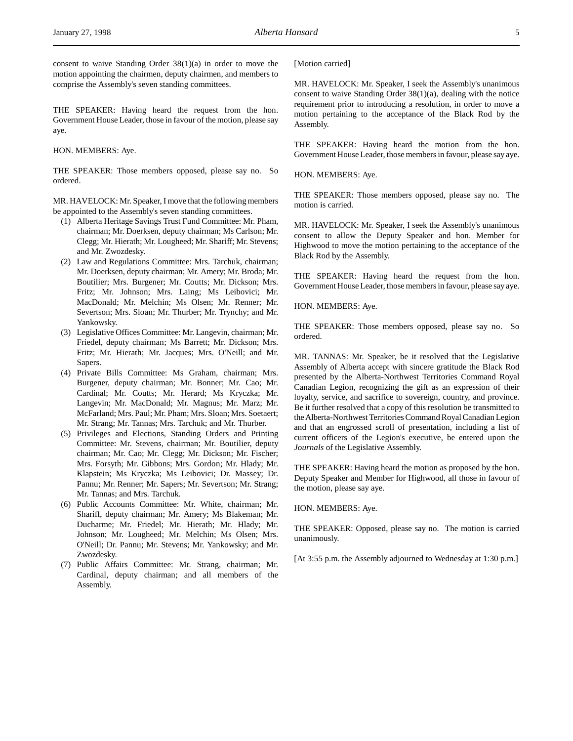consent to waive Standing Order 38(1)(a) in order to move the motion appointing the chairmen, deputy chairmen, and members to comprise the Assembly's seven standing committees.

THE SPEAKER: Having heard the request from the hon. Government House Leader, those in favour of the motion, please say aye.

HON. MEMBERS: Aye.

THE SPEAKER: Those members opposed, please say no. So ordered.

MR. HAVELOCK: Mr. Speaker, I move that the following members be appointed to the Assembly's seven standing committees.

(1) Alberta Heritage Savings Trust Fund Committee: Mr. Pham, chairman; Mr. Doerksen, deputy chairman; Ms Carlson; Mr. Clegg; Mr. Hierath; Mr. Lougheed; Mr. Shariff; Mr. Stevens; and Mr. Zwozdesky.

(2) Law and Regulations Committee: Mrs. Tarchuk, chairman; Mr. Doerksen, deputy chairman; Mr. Amery; Mr. Broda; Mr. Boutilier; Mrs. Burgener; Mr. Coutts; Mr. Dickson; Mrs. Fritz; Mr. Johnson; Mrs. Laing; Ms Leibovici; Mr. MacDonald; Mr. Melchin; Ms Olsen; Mr. Renner; Mr. Severtson; Mrs. Sloan; Mr. Thurber; Mr. Trynchy; and Mr. Yankowsky.

(3) Legislative Offices Committee: Mr. Langevin, chairman; Mr. Friedel, deputy chairman; Ms Barrett; Mr. Dickson; Mrs. Fritz; Mr. Hierath; Mr. Jacques; Mrs. O'Neill; and Mr. Sapers.

(4) Private Bills Committee: Ms Graham, chairman; Mrs. Burgener, deputy chairman; Mr. Bonner; Mr. Cao; Mr. Cardinal; Mr. Coutts; Mr. Herard; Ms Kryczka; Mr. Langevin; Mr. MacDonald; Mr. Magnus; Mr. Marz; Mr. McFarland; Mrs. Paul; Mr. Pham; Mrs. Sloan; Mrs. Soetaert; Mr. Strang; Mr. Tannas; Mrs. Tarchuk; and Mr. Thurber.

(5) Privileges and Elections, Standing Orders and Printing Committee: Mr. Stevens, chairman; Mr. Boutilier, deputy chairman; Mr. Cao; Mr. Clegg; Mr. Dickson; Mr. Fischer; Mrs. Forsyth; Mr. Gibbons; Mrs. Gordon; Mr. Hlady; Mr. Klapstein; Ms Kryczka; Ms Leibovici; Dr. Massey; Dr. Pannu; Mr. Renner; Mr. Sapers; Mr. Severtson; Mr. Strang; Mr. Tannas; and Mrs. Tarchuk.

(6) Public Accounts Committee: Mr. White, chairman; Mr. Shariff, deputy chairman; Mr. Amery; Ms Blakeman; Mr. Ducharme; Mr. Friedel; Mr. Hierath; Mr. Hlady; Mr. Johnson; Mr. Lougheed; Mr. Melchin; Ms Olsen; Mrs. O'Neill; Dr. Pannu; Mr. Stevens; Mr. Yankowsky; and Mr. Zwozdesky.

(7) Public Affairs Committee: Mr. Strang, chairman; Mr. Cardinal, deputy chairman; and all members of the Assembly.

[Motion carried]

MR. HAVELOCK: Mr. Speaker, I seek the Assembly's unanimous consent to waive Standing Order 38(1)(a), dealing with the notice requirement prior to introducing a resolution, in order to move a motion pertaining to the acceptance of the Black Rod by the Assembly.

THE SPEAKER: Having heard the motion from the hon. Government House Leader, those members in favour, please say aye.

HON. MEMBERS: Aye.

THE SPEAKER: Those members opposed, please say no. The motion is carried.

MR. HAVELOCK: Mr. Speaker, I seek the Assembly's unanimous consent to allow the Deputy Speaker and hon. Member for Highwood to move the motion pertaining to the acceptance of the Black Rod by the Assembly.

THE SPEAKER: Having heard the request from the hon. Government House Leader, those members in favour, please say aye.

HON. MEMBERS: Aye.

THE SPEAKER: Those members opposed, please say no. So ordered.

MR. TANNAS: Mr. Speaker, be it resolved that the Legislative Assembly of Alberta accept with sincere gratitude the Black Rod presented by the Alberta-Northwest Territories Command Royal Canadian Legion, recognizing the gift as an expression of their loyalty, service, and sacrifice to sovereign, country, and province. Be it further resolved that a copy of this resolution be transmitted to the Alberta-Northwest Territories Command Royal Canadian Legion and that an engrossed scroll of presentation, including a list of current officers of the Legion's executive, be entered upon the *Journals* of the Legislative Assembly.

THE SPEAKER: Having heard the motion as proposed by the hon. Deputy Speaker and Member for Highwood, all those in favour of the motion, please say aye.

HON. MEMBERS: Aye.

THE SPEAKER: Opposed, please say no. The motion is carried unanimously.

[At 3:55 p.m. the Assembly adjourned to Wednesday at 1:30 p.m.]